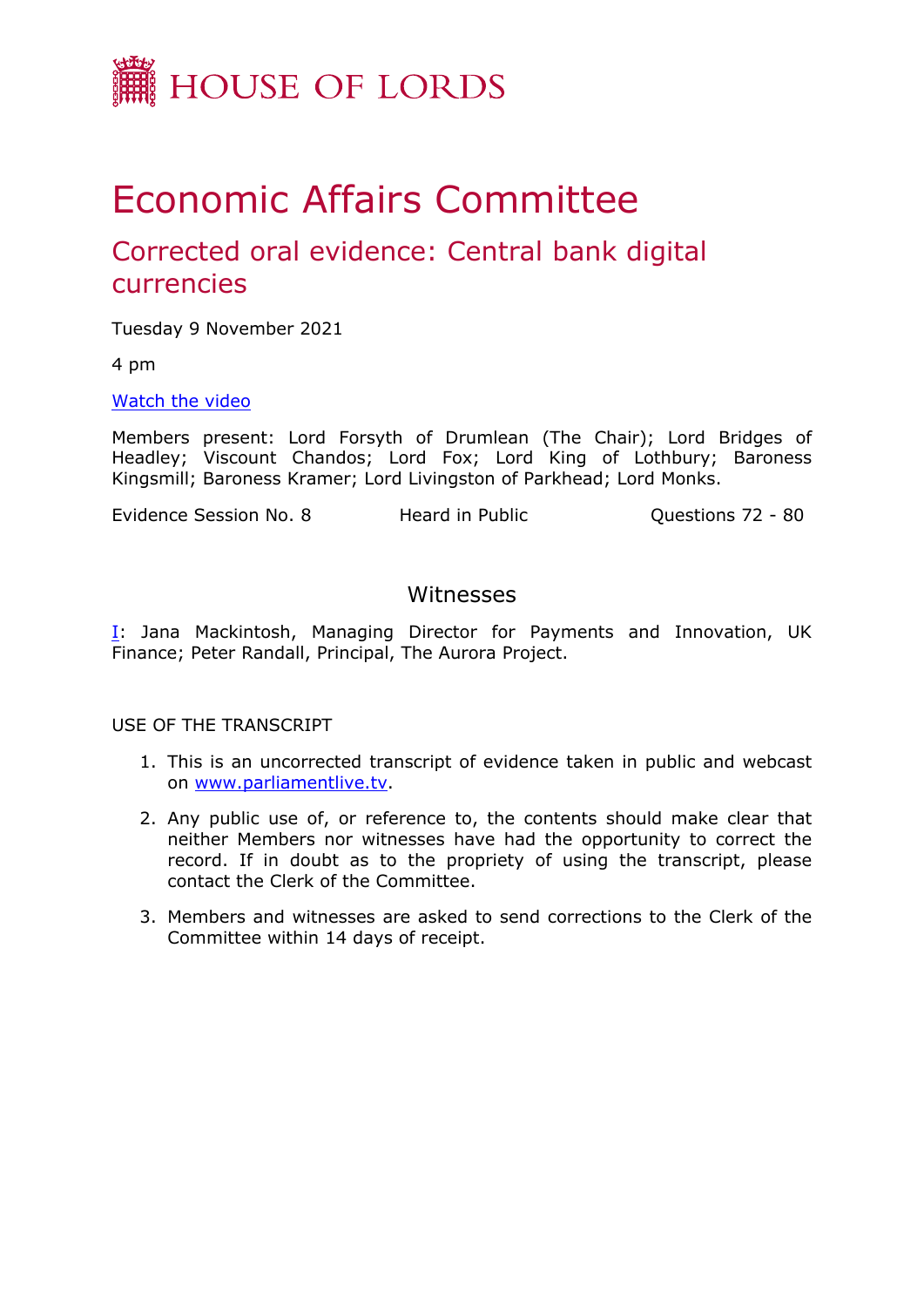# HOUSE OF LORDS

# Economic Affairs Committee

## Corrected oral evidence: Central bank digital currencies

Tuesday 9 November 2021

4 pm

[Watch the video](#)

Members present: Lord Forsyth of Drumlean (The Chair); Lord Bridges of Headley; Viscount Chandos; Lord Fox; Lord King of Lothbury; Baroness Kingsmill; Baroness Kramer; Lord Livingston of Parkhead; Lord Monks.

Evidence Session No. 8 Heard in Public Questions 72 - 80

### Witnesses

I: Jana Mackintosh, Managing Director for Payments and Innovation, UK Finance; Peter Randall, Principal, The Aurora Project.

USE OF THE TRANSCRIPT

1. This is an uncorrected transcript of evidence taken in public and webcast on www.parliamentlive.tv.
2. Any public use of, or reference to, the contents should make clear that neither Members nor witnesses have had the opportunity to correct the record. If in doubt as to the propriety of using the transcript, please contact the Clerk of the Committee.
3. Members and witnesses are asked to send corrections to the Clerk of the Committee within 14 days of receipt.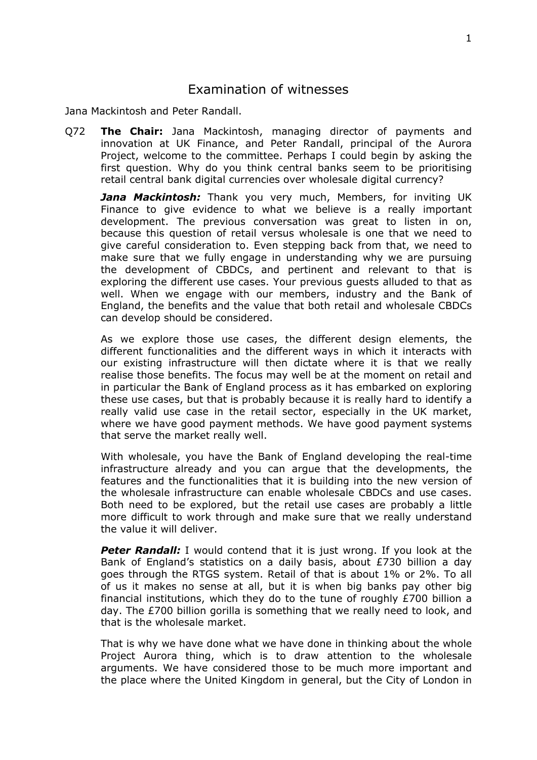# Examination of witnesses

Jana Mackintosh and Peter Randall.

Q72 **The Chair:** Jana Mackintosh, managing director of payments and innovation at UK Finance, and Peter Randall, principal of the Aurora Project, welcome to the committee. Perhaps I could begin by asking the first question. Why do you think central banks seem to be prioritising retail central bank digital currencies over wholesale digital currency?

***Jana Mackintosh:*** Thank you very much, Members, for inviting UK Finance to give evidence to what we believe is a really important development. The previous conversation was great to listen in on, because this question of retail versus wholesale is one that we need to give careful consideration to. Even stepping back from that, we need to make sure that we fully engage in understanding why we are pursuing the development of CBDCs, and pertinent and relevant to that is exploring the different use cases. Your previous guests alluded to that as well. When we engage with our members, industry and the Bank of England, the benefits and the value that both retail and wholesale CBDCs can develop should be considered.

As we explore those use cases, the different design elements, the different functionalities and the different ways in which it interacts with our existing infrastructure will then dictate where it is that we really realise those benefits. The focus may well be at the moment on retail and in particular the Bank of England process as it has embarked on exploring these use cases, but that is probably because it is really hard to identify a really valid use case in the retail sector, especially in the UK market, where we have good payment methods. We have good payment systems that serve the market really well.

With wholesale, you have the Bank of England developing the real-time infrastructure already and you can argue that the developments, the features and the functionalities that it is building into the new version of the wholesale infrastructure can enable wholesale CBDCs and use cases. Both need to be explored, but the retail use cases are probably a little more difficult to work through and make sure that we really understand the value it will deliver.

***Peter Randall:*** I would contend that it is just wrong. If you look at the Bank of England's statistics on a daily basis, about £730 billion a day goes through the RTGS system. Retail of that is about 1% or 2%. To all of us it makes no sense at all, but it is when big banks pay other big financial institutions, which they do to the tune of roughly £700 billion a day. The £700 billion gorilla is something that we really need to look, and that is the wholesale market.

That is why we have done what we have done in thinking about the whole Project Aurora thing, which is to draw attention to the wholesale arguments. We have considered those to be much more important and the place where the United Kingdom in general, but the City of London in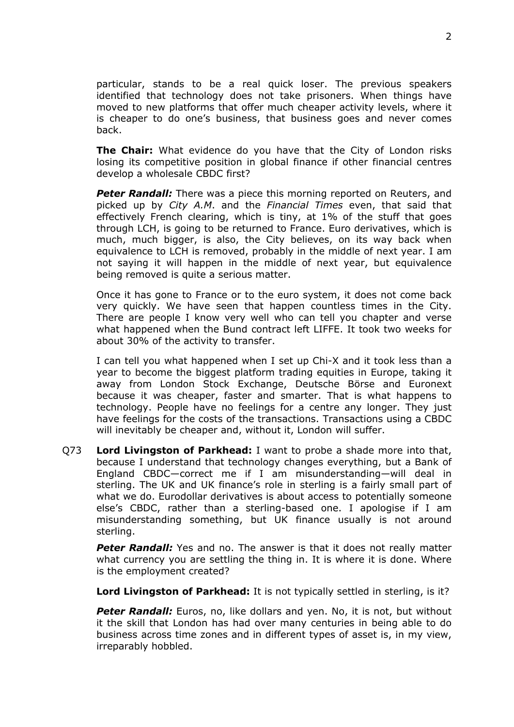particular, stands to be a real quick loser. The previous speakers identified that technology does not take prisoners. When things have moved to new platforms that offer much cheaper activity levels, where it is cheaper to do one's business, that business goes and never comes back.

**The Chair:** What evidence do you have that the City of London risks losing its competitive position in global finance if other financial centres develop a wholesale CBDC first?

***Peter Randall:*** There was a piece this morning reported on Reuters, and picked up by *City A.M*. and the *Financial Times* even, that said that effectively French clearing, which is tiny, at 1% of the stuff that goes through LCH, is going to be returned to France. Euro derivatives, which is much, much bigger, is also, the City believes, on its way back when equivalence to LCH is removed, probably in the middle of next year. I am not saying it will happen in the middle of next year, but equivalence being removed is quite a serious matter.

Once it has gone to France or to the euro system, it does not come back very quickly. We have seen that happen countless times in the City. There are people I know very well who can tell you chapter and verse what happened when the Bund contract left LIFFE. It took two weeks for about 30% of the activity to transfer.

I can tell you what happened when I set up Chi-X and it took less than a year to become the biggest platform trading equities in Europe, taking it away from London Stock Exchange, Deutsche Börse and Euronext because it was cheaper, faster and smarter. That is what happens to technology. People have no feelings for a centre any longer. They just have feelings for the costs of the transactions. Transactions using a CBDC will inevitably be cheaper and, without it, London will suffer.

Q73 **Lord Livingston of Parkhead:** I want to probe a shade more into that, because I understand that technology changes everything, but a Bank of England CBDC—correct me if I am misunderstanding—will deal in sterling. The UK and UK finance's role in sterling is a fairly small part of what we do. Eurodollar derivatives is about access to potentially someone else's CBDC, rather than a sterling-based one. I apologise if I am misunderstanding something, but UK finance usually is not around sterling.

***Peter Randall:*** Yes and no. The answer is that it does not really matter what currency you are settling the thing in. It is where it is done. Where is the employment created?

**Lord Livingston of Parkhead:** It is not typically settled in sterling, is it?

***Peter Randall:*** Euros, no, like dollars and yen. No, it is not, but without it the skill that London has had over many centuries in being able to do business across time zones and in different types of asset is, in my view, irreparably hobbled.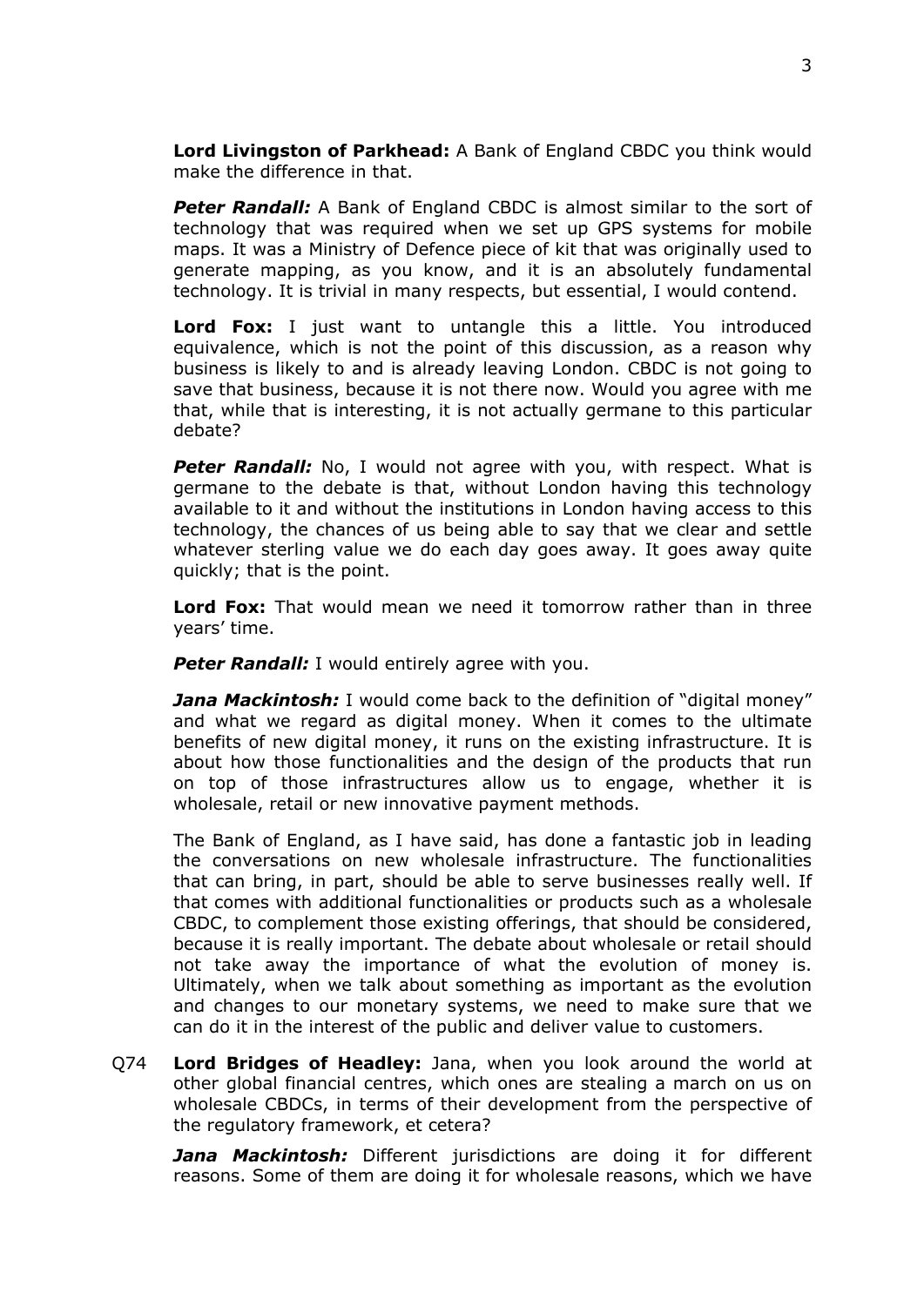**Lord Livingston of Parkhead:** A Bank of England CBDC you think would make the difference in that.

***Peter Randall:*** A Bank of England CBDC is almost similar to the sort of technology that was required when we set up GPS systems for mobile maps. It was a Ministry of Defence piece of kit that was originally used to generate mapping, as you know, and it is an absolutely fundamental technology. It is trivial in many respects, but essential, I would contend.

**Lord Fox:** I just want to untangle this a little. You introduced equivalence, which is not the point of this discussion, as a reason why business is likely to and is already leaving London. CBDC is not going to save that business, because it is not there now. Would you agree with me that, while that is interesting, it is not actually germane to this particular debate?

***Peter Randall:*** No, I would not agree with you, with respect. What is germane to the debate is that, without London having this technology available to it and without the institutions in London having access to this technology, the chances of us being able to say that we clear and settle whatever sterling value we do each day goes away. It goes away quite quickly; that is the point.

**Lord Fox:** That would mean we need it tomorrow rather than in three years' time.

***Peter Randall:*** I would entirely agree with you.

***Jana Mackintosh:*** I would come back to the definition of "digital money" and what we regard as digital money. When it comes to the ultimate benefits of new digital money, it runs on the existing infrastructure. It is about how those functionalities and the design of the products that run on top of those infrastructures allow us to engage, whether it is wholesale, retail or new innovative payment methods.

The Bank of England, as I have said, has done a fantastic job in leading the conversations on new wholesale infrastructure. The functionalities that can bring, in part, should be able to serve businesses really well. If that comes with additional functionalities or products such as a wholesale CBDC, to complement those existing offerings, that should be considered, because it is really important. The debate about wholesale or retail should not take away the importance of what the evolution of money is. Ultimately, when we talk about something as important as the evolution and changes to our monetary systems, we need to make sure that we can do it in the interest of the public and deliver value to customers.

Q74 **Lord Bridges of Headley:** Jana, when you look around the world at other global financial centres, which ones are stealing a march on us on wholesale CBDCs, in terms of their development from the perspective of the regulatory framework, et cetera?

***Jana Mackintosh:*** Different jurisdictions are doing it for different reasons. Some of them are doing it for wholesale reasons, which we have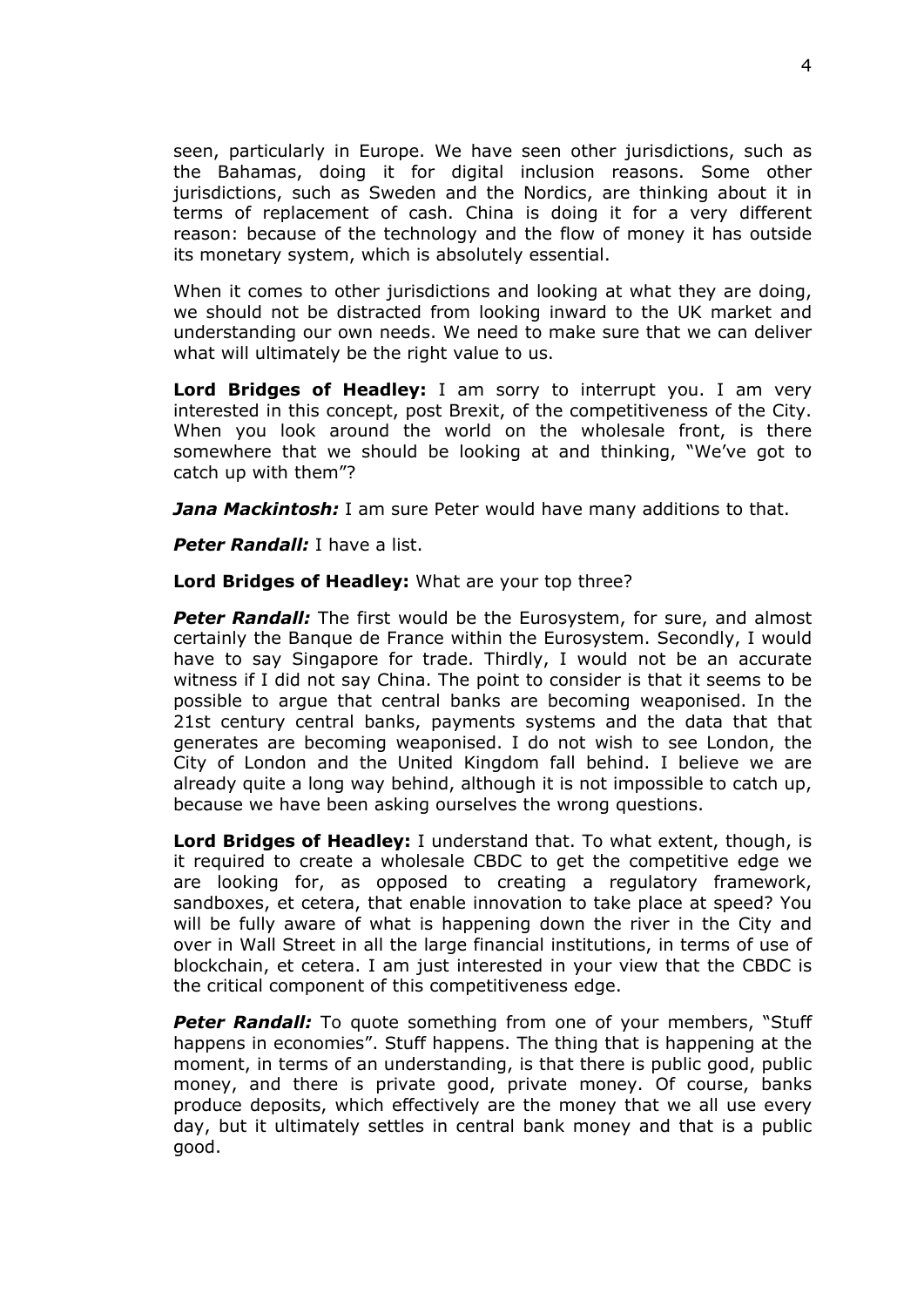seen, particularly in Europe. We have seen other jurisdictions, such as the Bahamas, doing it for digital inclusion reasons. Some other jurisdictions, such as Sweden and the Nordics, are thinking about it in terms of replacement of cash. China is doing it for a very different reason: because of the technology and the flow of money it has outside its monetary system, which is absolutely essential.

When it comes to other jurisdictions and looking at what they are doing, we should not be distracted from looking inward to the UK market and understanding our own needs. We need to make sure that we can deliver what will ultimately be the right value to us.

**Lord Bridges of Headley:** I am sorry to interrupt you. I am very interested in this concept, post Brexit, of the competitiveness of the City. When you look around the world on the wholesale front, is there somewhere that we should be looking at and thinking, "We've got to catch up with them"?

***Jana Mackintosh:*** I am sure Peter would have many additions to that.

***Peter Randall:*** I have a list.

**Lord Bridges of Headley:** What are your top three?

***Peter Randall:*** The first would be the Eurosystem, for sure, and almost certainly the Banque de France within the Eurosystem. Secondly, I would have to say Singapore for trade. Thirdly, I would not be an accurate witness if I did not say China. The point to consider is that it seems to be possible to argue that central banks are becoming weaponised. In the 21st century central banks, payments systems and the data that that generates are becoming weaponised. I do not wish to see London, the City of London and the United Kingdom fall behind. I believe we are already quite a long way behind, although it is not impossible to catch up, because we have been asking ourselves the wrong questions.

**Lord Bridges of Headley:** I understand that. To what extent, though, is it required to create a wholesale CBDC to get the competitive edge we are looking for, as opposed to creating a regulatory framework, sandboxes, et cetera, that enable innovation to take place at speed? You will be fully aware of what is happening down the river in the City and over in Wall Street in all the large financial institutions, in terms of use of blockchain, et cetera. I am just interested in your view that the CBDC is the critical component of this competitiveness edge.

***Peter Randall:*** To quote something from one of your members, "Stuff happens in economies". Stuff happens. The thing that is happening at the moment, in terms of an understanding, is that there is public good, public money, and there is private good, private money. Of course, banks produce deposits, which effectively are the money that we all use every day, but it ultimately settles in central bank money and that is a public good.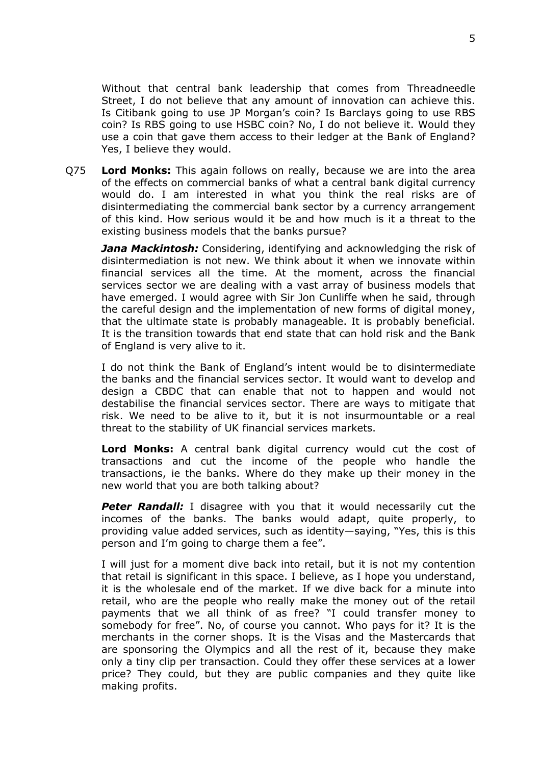Without that central bank leadership that comes from Threadneedle Street, I do not believe that any amount of innovation can achieve this. Is Citibank going to use JP Morgan's coin? Is Barclays going to use RBS coin? Is RBS going to use HSBC coin? No, I do not believe it. Would they use a coin that gave them access to their ledger at the Bank of England? Yes, I believe they would.

Q75 **Lord Monks:** This again follows on really, because we are into the area of the effects on commercial banks of what a central bank digital currency would do. I am interested in what you think the real risks are of disintermediating the commercial bank sector by a currency arrangement of this kind. How serious would it be and how much is it a threat to the existing business models that the banks pursue?

***Jana Mackintosh:*** Considering, identifying and acknowledging the risk of disintermediation is not new. We think about it when we innovate within financial services all the time. At the moment, across the financial services sector we are dealing with a vast array of business models that have emerged. I would agree with Sir Jon Cunliffe when he said, through the careful design and the implementation of new forms of digital money, that the ultimate state is probably manageable. It is probably beneficial. It is the transition towards that end state that can hold risk and the Bank of England is very alive to it.

I do not think the Bank of England's intent would be to disintermediate the banks and the financial services sector. It would want to develop and design a CBDC that can enable that not to happen and would not destabilise the financial services sector. There are ways to mitigate that risk. We need to be alive to it, but it is not insurmountable or a real threat to the stability of UK financial services markets.

**Lord Monks:** A central bank digital currency would cut the cost of transactions and cut the income of the people who handle the transactions, ie the banks. Where do they make up their money in the new world that you are both talking about?

***Peter Randall:*** I disagree with you that it would necessarily cut the incomes of the banks. The banks would adapt, quite properly, to providing value added services, such as identity—saying, "Yes, this is this person and I'm going to charge them a fee".

I will just for a moment dive back into retail, but it is not my contention that retail is significant in this space. I believe, as I hope you understand, it is the wholesale end of the market. If we dive back for a minute into retail, who are the people who really make the money out of the retail payments that we all think of as free? "I could transfer money to somebody for free". No, of course you cannot. Who pays for it? It is the merchants in the corner shops. It is the Visas and the Mastercards that are sponsoring the Olympics and all the rest of it, because they make only a tiny clip per transaction. Could they offer these services at a lower price? They could, but they are public companies and they quite like making profits.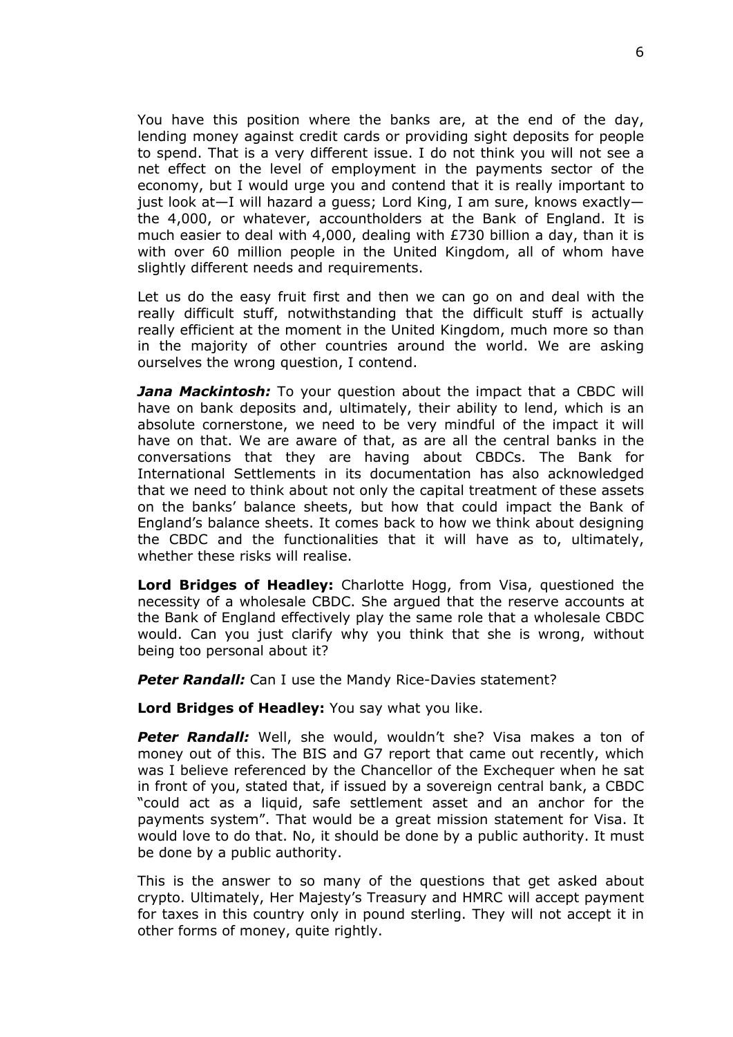You have this position where the banks are, at the end of the day, lending money against credit cards or providing sight deposits for people to spend. That is a very different issue. I do not think you will not see a net effect on the level of employment in the payments sector of the economy, but I would urge you and contend that it is really important to just look at—I will hazard a guess; Lord King, I am sure, knows exactly—the 4,000, or whatever, accountholders at the Bank of England. It is much easier to deal with 4,000, dealing with £730 billion a day, than it is with over 60 million people in the United Kingdom, all of whom have slightly different needs and requirements.

Let us do the easy fruit first and then we can go on and deal with the really difficult stuff, notwithstanding that the difficult stuff is actually really efficient at the moment in the United Kingdom, much more so than in the majority of other countries around the world. We are asking ourselves the wrong question, I contend.

***Jana Mackintosh:*** To your question about the impact that a CBDC will have on bank deposits and, ultimately, their ability to lend, which is an absolute cornerstone, we need to be very mindful of the impact it will have on that. We are aware of that, as are all the central banks in the conversations that they are having about CBDCs. The Bank for International Settlements in its documentation has also acknowledged that we need to think about not only the capital treatment of these assets on the banks' balance sheets, but how that could impact the Bank of England's balance sheets. It comes back to how we think about designing the CBDC and the functionalities that it will have as to, ultimately, whether these risks will realise.

**Lord Bridges of Headley:** Charlotte Hogg, from Visa, questioned the necessity of a wholesale CBDC. She argued that the reserve accounts at the Bank of England effectively play the same role that a wholesale CBDC would. Can you just clarify why you think that she is wrong, without being too personal about it?

***Peter Randall:*** Can I use the Mandy Rice-Davies statement?

**Lord Bridges of Headley:** You say what you like.

***Peter Randall:*** Well, she would, wouldn't she? Visa makes a ton of money out of this. The BIS and G7 report that came out recently, which was I believe referenced by the Chancellor of the Exchequer when he sat in front of you, stated that, if issued by a sovereign central bank, a CBDC "could act as a liquid, safe settlement asset and an anchor for the payments system". That would be a great mission statement for Visa. It would love to do that. No, it should be done by a public authority. It must be done by a public authority.

This is the answer to so many of the questions that get asked about crypto. Ultimately, Her Majesty's Treasury and HMRC will accept payment for taxes in this country only in pound sterling. They will not accept it in other forms of money, quite rightly.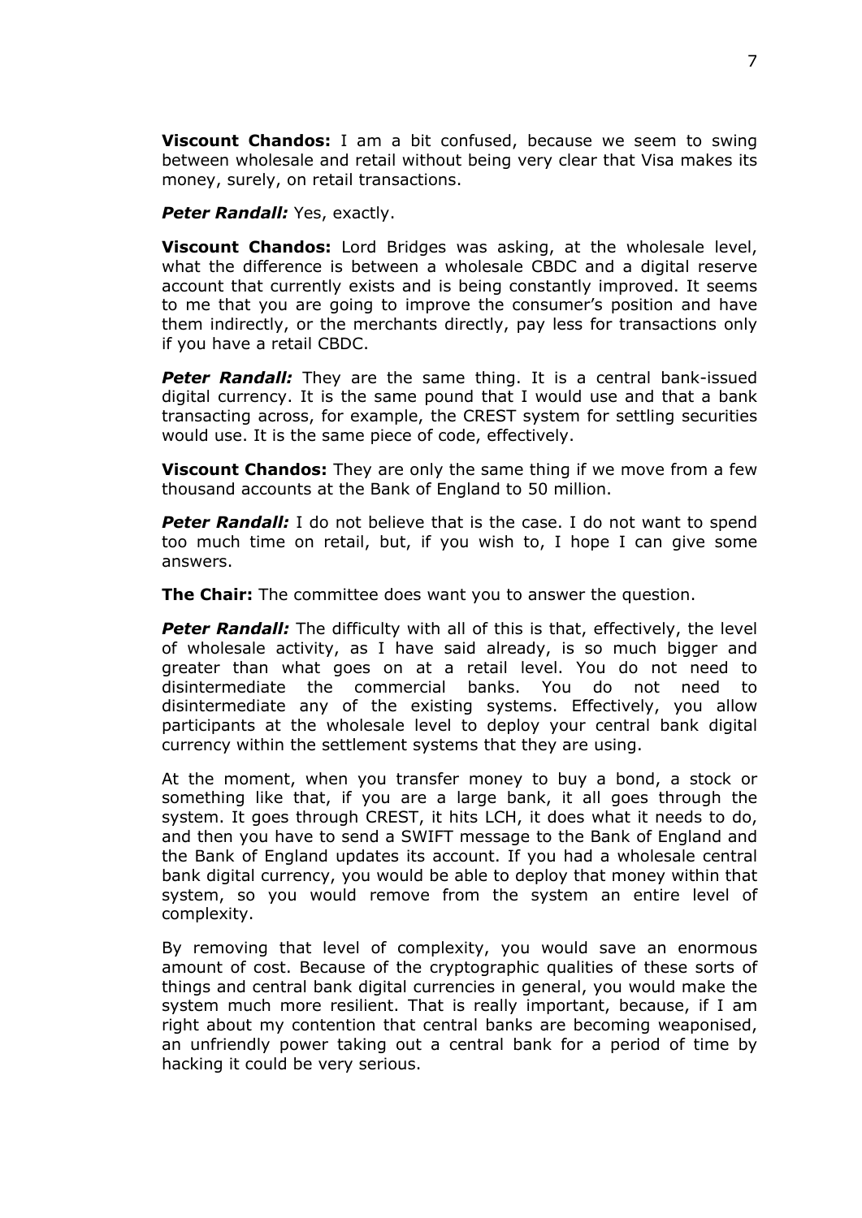**Viscount Chandos:** I am a bit confused, because we seem to swing between wholesale and retail without being very clear that Visa makes its money, surely, on retail transactions.

***Peter Randall:*** Yes, exactly.

**Viscount Chandos:** Lord Bridges was asking, at the wholesale level, what the difference is between a wholesale CBDC and a digital reserve account that currently exists and is being constantly improved. It seems to me that you are going to improve the consumer's position and have them indirectly, or the merchants directly, pay less for transactions only if you have a retail CBDC.

***Peter Randall:*** They are the same thing. It is a central bank-issued digital currency. It is the same pound that I would use and that a bank transacting across, for example, the CREST system for settling securities would use. It is the same piece of code, effectively.

**Viscount Chandos:** They are only the same thing if we move from a few thousand accounts at the Bank of England to 50 million.

***Peter Randall:*** I do not believe that is the case. I do not want to spend too much time on retail, but, if you wish to, I hope I can give some answers.

**The Chair:** The committee does want you to answer the question.

***Peter Randall:*** The difficulty with all of this is that, effectively, the level of wholesale activity, as I have said already, is so much bigger and greater than what goes on at a retail level. You do not need to disintermediate the commercial banks. You do not need to disintermediate any of the existing systems. Effectively, you allow participants at the wholesale level to deploy your central bank digital currency within the settlement systems that they are using.

At the moment, when you transfer money to buy a bond, a stock or something like that, if you are a large bank, it all goes through the system. It goes through CREST, it hits LCH, it does what it needs to do, and then you have to send a SWIFT message to the Bank of England and the Bank of England updates its account. If you had a wholesale central bank digital currency, you would be able to deploy that money within that system, so you would remove from the system an entire level of complexity.

By removing that level of complexity, you would save an enormous amount of cost. Because of the cryptographic qualities of these sorts of things and central bank digital currencies in general, you would make the system much more resilient. That is really important, because, if I am right about my contention that central banks are becoming weaponised, an unfriendly power taking out a central bank for a period of time by hacking it could be very serious.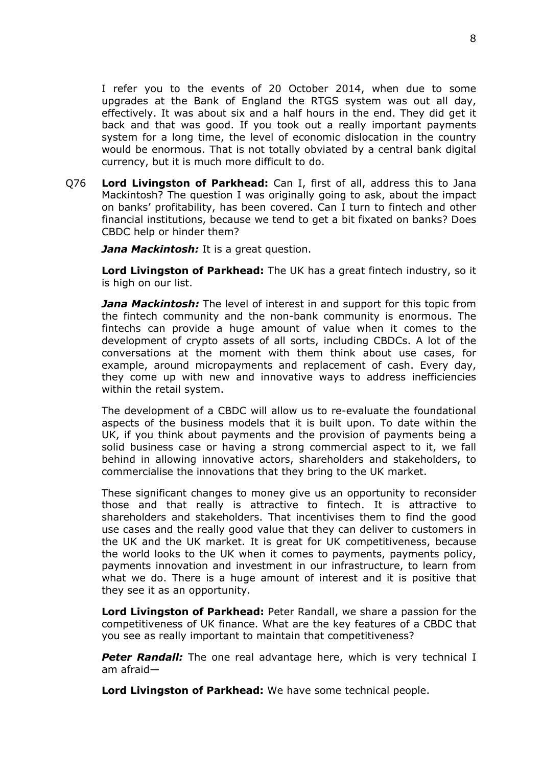I refer you to the events of 20 October 2014, when due to some upgrades at the Bank of England the RTGS system was out all day, effectively. It was about six and a half hours in the end. They did get it back and that was good. If you took out a really important payments system for a long time, the level of economic dislocation in the country would be enormous. That is not totally obviated by a central bank digital currency, but it is much more difficult to do.

Q76 **Lord Livingston of Parkhead:** Can I, first of all, address this to Jana Mackintosh? The question I was originally going to ask, about the impact on banks' profitability, has been covered. Can I turn to fintech and other financial institutions, because we tend to get a bit fixated on banks? Does CBDC help or hinder them?

***Jana Mackintosh:*** It is a great question.

**Lord Livingston of Parkhead:** The UK has a great fintech industry, so it is high on our list.

***Jana Mackintosh:*** The level of interest in and support for this topic from the fintech community and the non-bank community is enormous. The fintechs can provide a huge amount of value when it comes to the development of crypto assets of all sorts, including CBDCs. A lot of the conversations at the moment with them think about use cases, for example, around micropayments and replacement of cash. Every day, they come up with new and innovative ways to address inefficiencies within the retail system.

The development of a CBDC will allow us to re-evaluate the foundational aspects of the business models that it is built upon. To date within the UK, if you think about payments and the provision of payments being a solid business case or having a strong commercial aspect to it, we fall behind in allowing innovative actors, shareholders and stakeholders, to commercialise the innovations that they bring to the UK market.

These significant changes to money give us an opportunity to reconsider those and that really is attractive to fintech. It is attractive to shareholders and stakeholders. That incentivises them to find the good use cases and the really good value that they can deliver to customers in the UK and the UK market. It is great for UK competitiveness, because the world looks to the UK when it comes to payments, payments policy, payments innovation and investment in our infrastructure, to learn from what we do. There is a huge amount of interest and it is positive that they see it as an opportunity.

**Lord Livingston of Parkhead:** Peter Randall, we share a passion for the competitiveness of UK finance. What are the key features of a CBDC that you see as really important to maintain that competitiveness?

***Peter Randall:*** The one real advantage here, which is very technical I am afraid—

**Lord Livingston of Parkhead:** We have some technical people.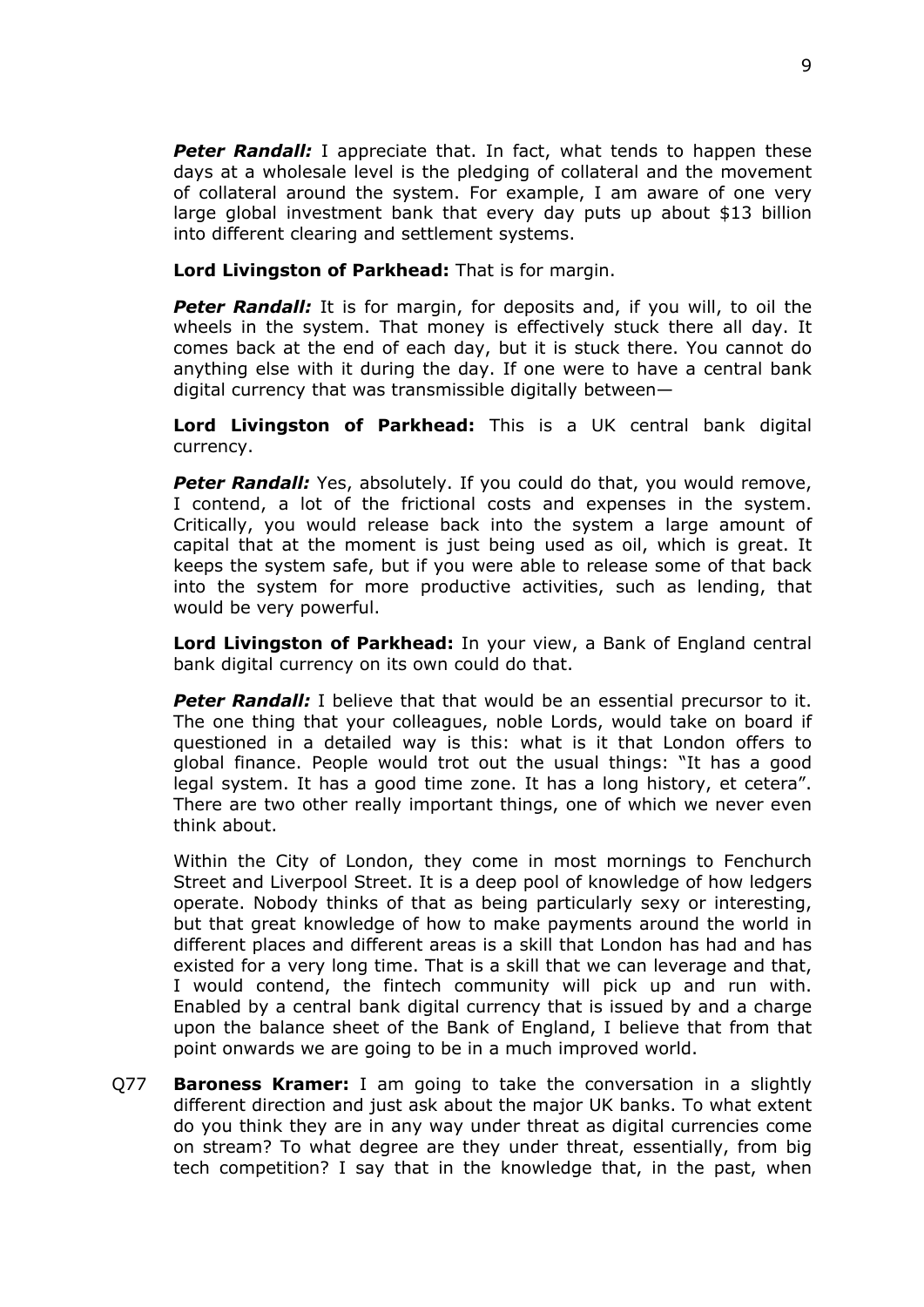***Peter Randall:*** I appreciate that. In fact, what tends to happen these days at a wholesale level is the pledging of collateral and the movement of collateral around the system. For example, I am aware of one very large global investment bank that every day puts up about $13 billion into different clearing and settlement systems.

**Lord Livingston of Parkhead:** That is for margin.

***Peter Randall:*** It is for margin, for deposits and, if you will, to oil the wheels in the system. That money is effectively stuck there all day. It comes back at the end of each day, but it is stuck there. You cannot do anything else with it during the day. If one were to have a central bank digital currency that was transmissible digitally between—

**Lord Livingston of Parkhead:** This is a UK central bank digital currency.

***Peter Randall:*** Yes, absolutely. If you could do that, you would remove, I contend, a lot of the frictional costs and expenses in the system. Critically, you would release back into the system a large amount of capital that at the moment is just being used as oil, which is great. It keeps the system safe, but if you were able to release some of that back into the system for more productive activities, such as lending, that would be very powerful.

**Lord Livingston of Parkhead:** In your view, a Bank of England central bank digital currency on its own could do that.

***Peter Randall:*** I believe that that would be an essential precursor to it. The one thing that your colleagues, noble Lords, would take on board if questioned in a detailed way is this: what is it that London offers to global finance. People would trot out the usual things: "It has a good legal system. It has a good time zone. It has a long history, et cetera". There are two other really important things, one of which we never even think about.

Within the City of London, they come in most mornings to Fenchurch Street and Liverpool Street. It is a deep pool of knowledge of how ledgers operate. Nobody thinks of that as being particularly sexy or interesting, but that great knowledge of how to make payments around the world in different places and different areas is a skill that London has had and has existed for a very long time. That is a skill that we can leverage and that, I would contend, the fintech community will pick up and run with. Enabled by a central bank digital currency that is issued by and a charge upon the balance sheet of the Bank of England, I believe that from that point onwards we are going to be in a much improved world.

Q77 **Baroness Kramer:** I am going to take the conversation in a slightly different direction and just ask about the major UK banks. To what extent do you think they are in any way under threat as digital currencies come on stream? To what degree are they under threat, essentially, from big tech competition? I say that in the knowledge that, in the past, when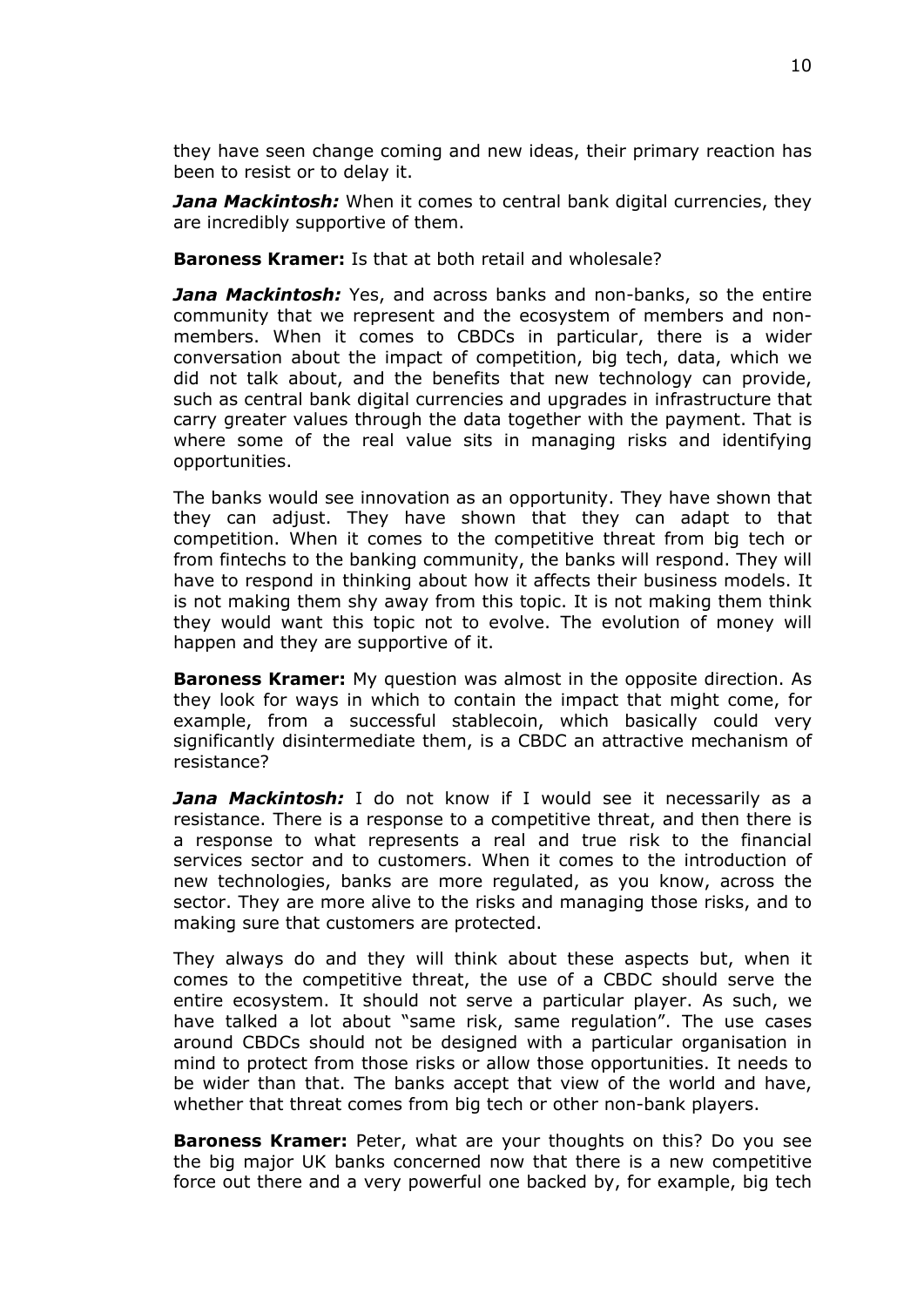they have seen change coming and new ideas, their primary reaction has been to resist or to delay it.

***Jana Mackintosh:*** When it comes to central bank digital currencies, they are incredibly supportive of them.

**Baroness Kramer:** Is that at both retail and wholesale?

***Jana Mackintosh:*** Yes, and across banks and non-banks, so the entire community that we represent and the ecosystem of members and non-members. When it comes to CBDCs in particular, there is a wider conversation about the impact of competition, big tech, data, which we did not talk about, and the benefits that new technology can provide, such as central bank digital currencies and upgrades in infrastructure that carry greater values through the data together with the payment. That is where some of the real value sits in managing risks and identifying opportunities.

The banks would see innovation as an opportunity. They have shown that they can adjust. They have shown that they can adapt to that competition. When it comes to the competitive threat from big tech or from fintechs to the banking community, the banks will respond. They will have to respond in thinking about how it affects their business models. It is not making them shy away from this topic. It is not making them think they would want this topic not to evolve. The evolution of money will happen and they are supportive of it.

**Baroness Kramer:** My question was almost in the opposite direction. As they look for ways in which to contain the impact that might come, for example, from a successful stablecoin, which basically could very significantly disintermediate them, is a CBDC an attractive mechanism of resistance?

***Jana Mackintosh:*** I do not know if I would see it necessarily as a resistance. There is a response to a competitive threat, and then there is a response to what represents a real and true risk to the financial services sector and to customers. When it comes to the introduction of new technologies, banks are more regulated, as you know, across the sector. They are more alive to the risks and managing those risks, and to making sure that customers are protected.

They always do and they will think about these aspects but, when it comes to the competitive threat, the use of a CBDC should serve the entire ecosystem. It should not serve a particular player. As such, we have talked a lot about "same risk, same regulation". The use cases around CBDCs should not be designed with a particular organisation in mind to protect from those risks or allow those opportunities. It needs to be wider than that. The banks accept that view of the world and have, whether that threat comes from big tech or other non-bank players.

**Baroness Kramer:** Peter, what are your thoughts on this? Do you see the big major UK banks concerned now that there is a new competitive force out there and a very powerful one backed by, for example, big tech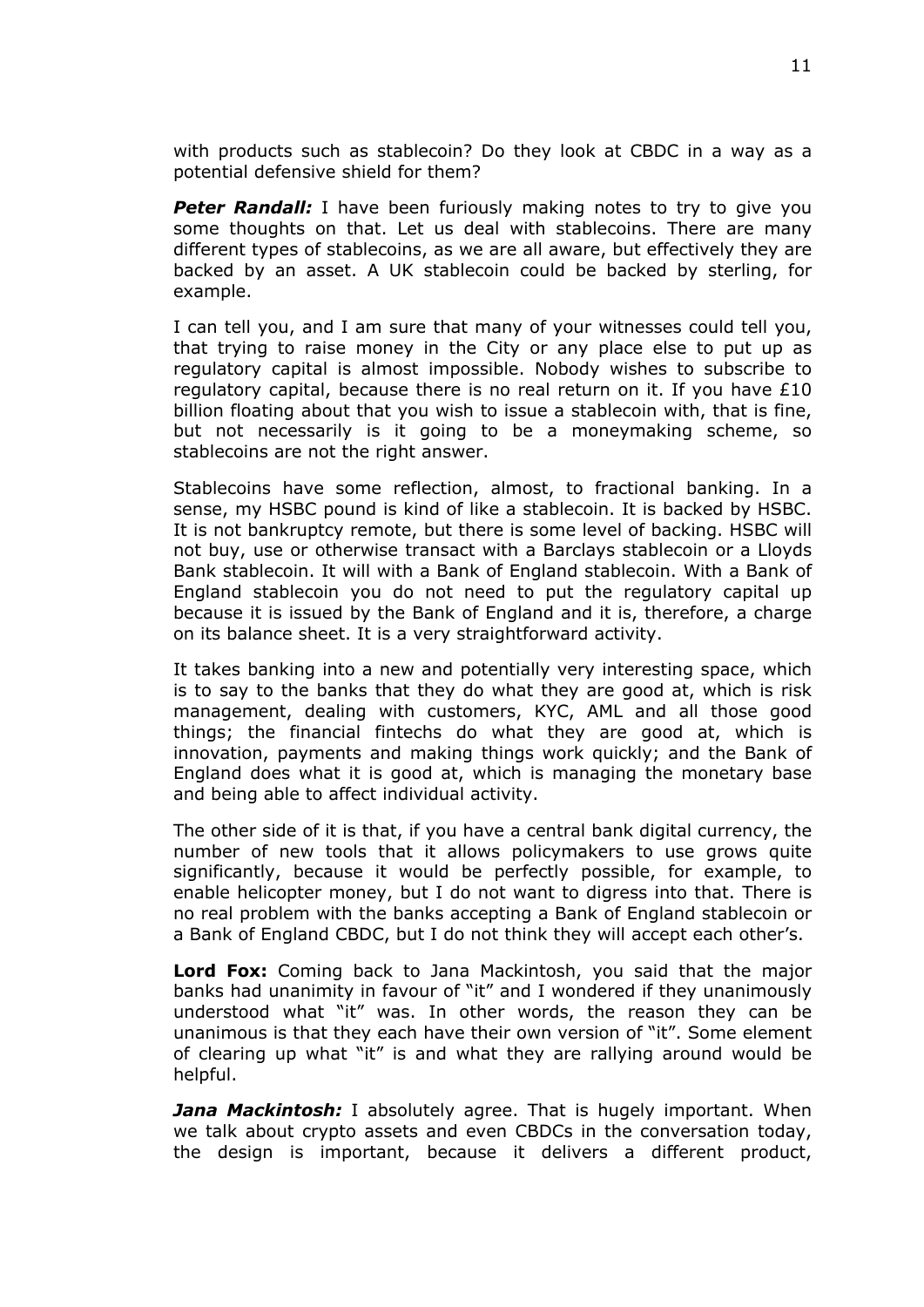with products such as stablecoin? Do they look at CBDC in a way as a potential defensive shield for them?

***Peter Randall:*** I have been furiously making notes to try to give you some thoughts on that. Let us deal with stablecoins. There are many different types of stablecoins, as we are all aware, but effectively they are backed by an asset. A UK stablecoin could be backed by sterling, for example.

I can tell you, and I am sure that many of your witnesses could tell you, that trying to raise money in the City or any place else to put up as regulatory capital is almost impossible. Nobody wishes to subscribe to regulatory capital, because there is no real return on it. If you have £10 billion floating about that you wish to issue a stablecoin with, that is fine, but not necessarily is it going to be a moneymaking scheme, so stablecoins are not the right answer.

Stablecoins have some reflection, almost, to fractional banking. In a sense, my HSBC pound is kind of like a stablecoin. It is backed by HSBC. It is not bankruptcy remote, but there is some level of backing. HSBC will not buy, use or otherwise transact with a Barclays stablecoin or a Lloyds Bank stablecoin. It will with a Bank of England stablecoin. With a Bank of England stablecoin you do not need to put the regulatory capital up because it is issued by the Bank of England and it is, therefore, a charge on its balance sheet. It is a very straightforward activity.

It takes banking into a new and potentially very interesting space, which is to say to the banks that they do what they are good at, which is risk management, dealing with customers, KYC, AML and all those good things; the financial fintechs do what they are good at, which is innovation, payments and making things work quickly; and the Bank of England does what it is good at, which is managing the monetary base and being able to affect individual activity.

The other side of it is that, if you have a central bank digital currency, the number of new tools that it allows policymakers to use grows quite significantly, because it would be perfectly possible, for example, to enable helicopter money, but I do not want to digress into that. There is no real problem with the banks accepting a Bank of England stablecoin or a Bank of England CBDC, but I do not think they will accept each other's.

**Lord Fox:** Coming back to Jana Mackintosh, you said that the major banks had unanimity in favour of "it" and I wondered if they unanimously understood what "it" was. In other words, the reason they can be unanimous is that they each have their own version of "it". Some element of clearing up what "it" is and what they are rallying around would be helpful.

***Jana Mackintosh:*** I absolutely agree. That is hugely important. When we talk about crypto assets and even CBDCs in the conversation today, the design is important, because it delivers a different product,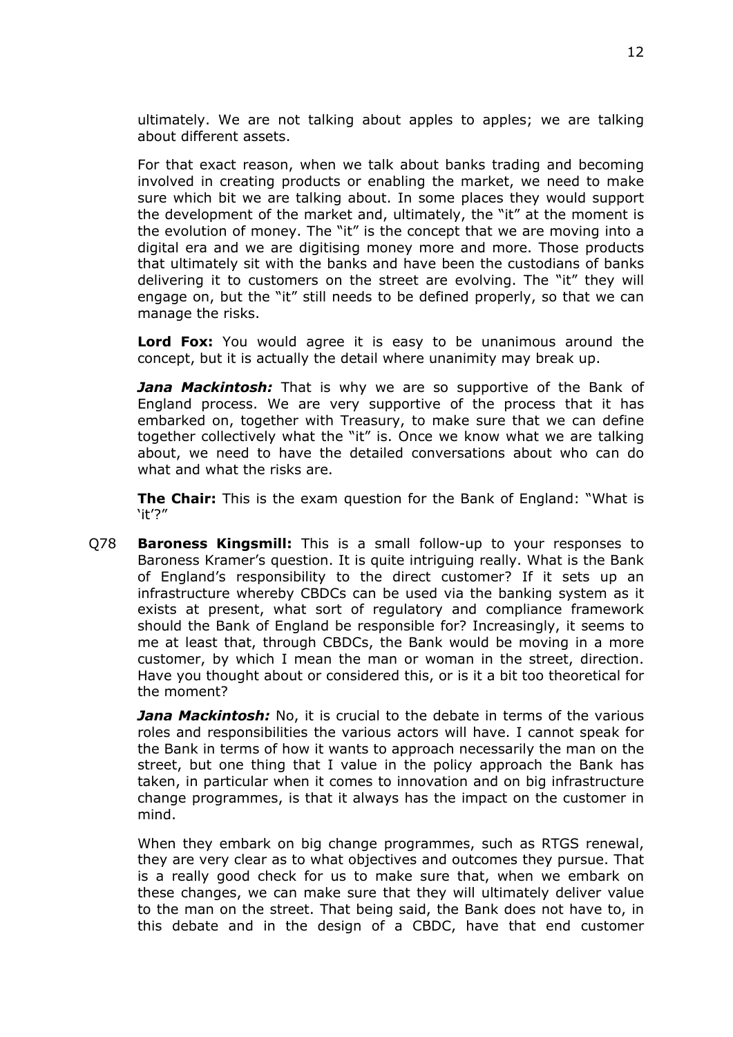ultimately. We are not talking about apples to apples; we are talking about different assets.

For that exact reason, when we talk about banks trading and becoming involved in creating products or enabling the market, we need to make sure which bit we are talking about. In some places they would support the development of the market and, ultimately, the "it" at the moment is the evolution of money. The "it" is the concept that we are moving into a digital era and we are digitising money more and more. Those products that ultimately sit with the banks and have been the custodians of banks delivering it to customers on the street are evolving. The "it" they will engage on, but the "it" still needs to be defined properly, so that we can manage the risks.

**Lord Fox:** You would agree it is easy to be unanimous around the concept, but it is actually the detail where unanimity may break up.

***Jana Mackintosh:*** That is why we are so supportive of the Bank of England process. We are very supportive of the process that it has embarked on, together with Treasury, to make sure that we can define together collectively what the "it" is. Once we know what we are talking about, we need to have the detailed conversations about who can do what and what the risks are.

**The Chair:** This is the exam question for the Bank of England: "What is 'it'?"

Q78 **Baroness Kingsmill:** This is a small follow-up to your responses to Baroness Kramer's question. It is quite intriguing really. What is the Bank of England's responsibility to the direct customer? If it sets up an infrastructure whereby CBDCs can be used via the banking system as it exists at present, what sort of regulatory and compliance framework should the Bank of England be responsible for? Increasingly, it seems to me at least that, through CBDCs, the Bank would be moving in a more customer, by which I mean the man or woman in the street, direction. Have you thought about or considered this, or is it a bit too theoretical for the moment?

***Jana Mackintosh:*** No, it is crucial to the debate in terms of the various roles and responsibilities the various actors will have. I cannot speak for the Bank in terms of how it wants to approach necessarily the man on the street, but one thing that I value in the policy approach the Bank has taken, in particular when it comes to innovation and on big infrastructure change programmes, is that it always has the impact on the customer in mind.

When they embark on big change programmes, such as RTGS renewal, they are very clear as to what objectives and outcomes they pursue. That is a really good check for us to make sure that, when we embark on these changes, we can make sure that they will ultimately deliver value to the man on the street. That being said, the Bank does not have to, in this debate and in the design of a CBDC, have that end customer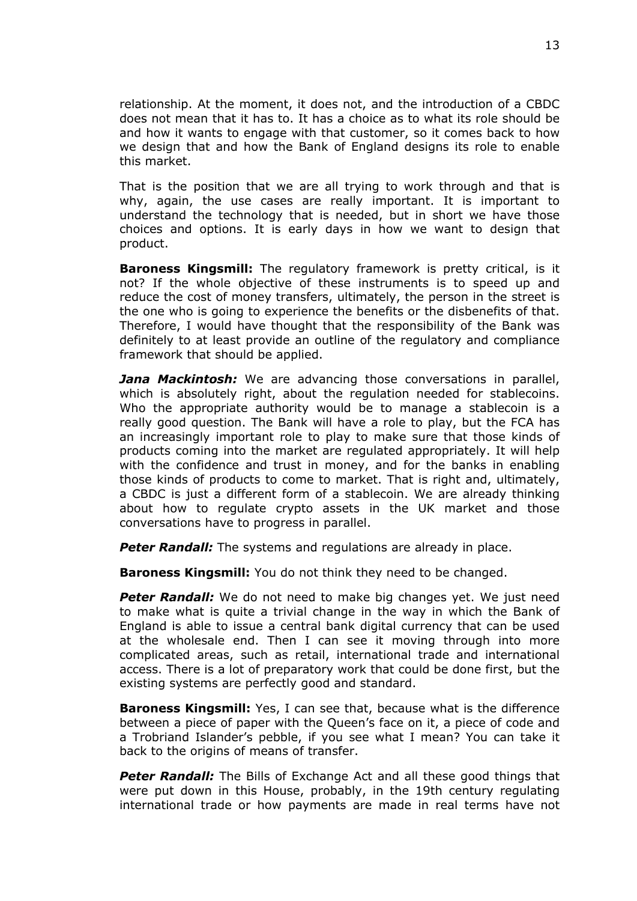relationship. At the moment, it does not, and the introduction of a CBDC does not mean that it has to. It has a choice as to what its role should be and how it wants to engage with that customer, so it comes back to how we design that and how the Bank of England designs its role to enable this market.

That is the position that we are all trying to work through and that is why, again, the use cases are really important. It is important to understand the technology that is needed, but in short we have those choices and options. It is early days in how we want to design that product.

**Baroness Kingsmill:** The regulatory framework is pretty critical, is it not? If the whole objective of these instruments is to speed up and reduce the cost of money transfers, ultimately, the person in the street is the one who is going to experience the benefits or the disbenefits of that. Therefore, I would have thought that the responsibility of the Bank was definitely to at least provide an outline of the regulatory and compliance framework that should be applied.

***Jana Mackintosh:*** We are advancing those conversations in parallel, which is absolutely right, about the regulation needed for stablecoins. Who the appropriate authority would be to manage a stablecoin is a really good question. The Bank will have a role to play, but the FCA has an increasingly important role to play to make sure that those kinds of products coming into the market are regulated appropriately. It will help with the confidence and trust in money, and for the banks in enabling those kinds of products to come to market. That is right and, ultimately, a CBDC is just a different form of a stablecoin. We are already thinking about how to regulate crypto assets in the UK market and those conversations have to progress in parallel.

***Peter Randall:*** The systems and regulations are already in place.

**Baroness Kingsmill:** You do not think they need to be changed.

***Peter Randall:*** We do not need to make big changes yet. We just need to make what is quite a trivial change in the way in which the Bank of England is able to issue a central bank digital currency that can be used at the wholesale end. Then I can see it moving through into more complicated areas, such as retail, international trade and international access. There is a lot of preparatory work that could be done first, but the existing systems are perfectly good and standard.

**Baroness Kingsmill:** Yes, I can see that, because what is the difference between a piece of paper with the Queen's face on it, a piece of code and a Trobriand Islander's pebble, if you see what I mean? You can take it back to the origins of means of transfer.

***Peter Randall:*** The Bills of Exchange Act and all these good things that were put down in this House, probably, in the 19th century regulating international trade or how payments are made in real terms have not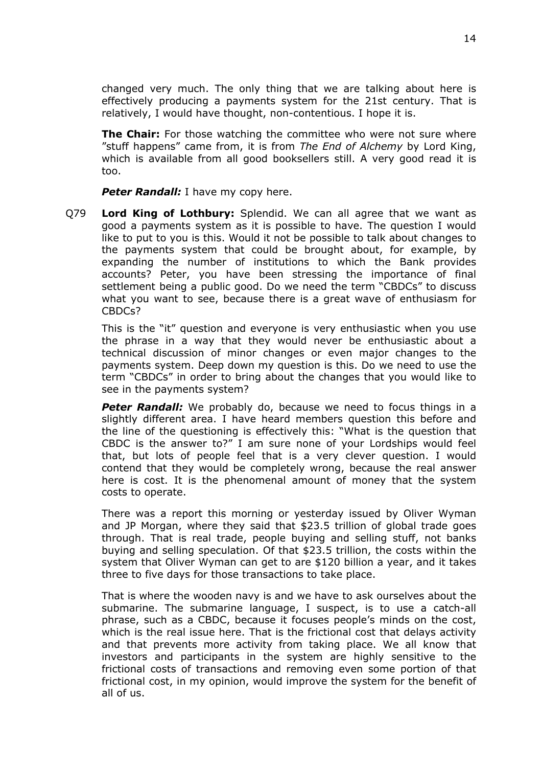changed very much. The only thing that we are talking about here is effectively producing a payments system for the 21st century. That is relatively, I would have thought, non-contentious. I hope it is.

**The Chair:** For those watching the committee who were not sure where "stuff happens" came from, it is from *The End of Alchemy* by Lord King, which is available from all good booksellers still. A very good read it is too.

***Peter Randall:*** I have my copy here.

Q79 **Lord King of Lothbury:** Splendid. We can all agree that we want as good a payments system as it is possible to have. The question I would like to put to you is this. Would it not be possible to talk about changes to the payments system that could be brought about, for example, by expanding the number of institutions to which the Bank provides accounts? Peter, you have been stressing the importance of final settlement being a public good. Do we need the term "CBDCs" to discuss what you want to see, because there is a great wave of enthusiasm for CBDCs?

This is the "it" question and everyone is very enthusiastic when you use the phrase in a way that they would never be enthusiastic about a technical discussion of minor changes or even major changes to the payments system. Deep down my question is this. Do we need to use the term "CBDCs" in order to bring about the changes that you would like to see in the payments system?

***Peter Randall:*** We probably do, because we need to focus things in a slightly different area. I have heard members question this before and the line of the questioning is effectively this: "What is the question that CBDC is the answer to?" I am sure none of your Lordships would feel that, but lots of people feel that is a very clever question. I would contend that they would be completely wrong, because the real answer here is cost. It is the phenomenal amount of money that the system costs to operate.

There was a report this morning or yesterday issued by Oliver Wyman and JP Morgan, where they said that $23.5 trillion of global trade goes through. That is real trade, people buying and selling stuff, not banks buying and selling speculation. Of that $23.5 trillion, the costs within the system that Oliver Wyman can get to are $120 billion a year, and it takes three to five days for those transactions to take place.

That is where the wooden navy is and we have to ask ourselves about the submarine. The submarine language, I suspect, is to use a catch-all phrase, such as a CBDC, because it focuses people's minds on the cost, which is the real issue here. That is the frictional cost that delays activity and that prevents more activity from taking place. We all know that investors and participants in the system are highly sensitive to the frictional costs of transactions and removing even some portion of that frictional cost, in my opinion, would improve the system for the benefit of all of us.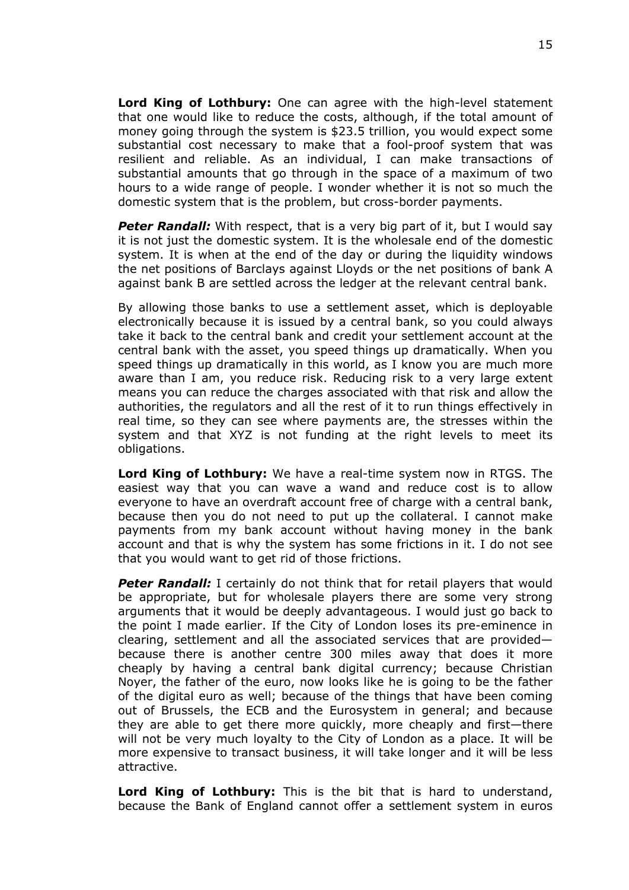**Lord King of Lothbury:** One can agree with the high-level statement that one would like to reduce the costs, although, if the total amount of money going through the system is $23.5 trillion, you would expect some substantial cost necessary to make that a fool-proof system that was resilient and reliable. As an individual, I can make transactions of substantial amounts that go through in the space of a maximum of two hours to a wide range of people. I wonder whether it is not so much the domestic system that is the problem, but cross-border payments.

***Peter Randall:*** With respect, that is a very big part of it, but I would say it is not just the domestic system. It is the wholesale end of the domestic system. It is when at the end of the day or during the liquidity windows the net positions of Barclays against Lloyds or the net positions of bank A against bank B are settled across the ledger at the relevant central bank.

By allowing those banks to use a settlement asset, which is deployable electronically because it is issued by a central bank, so you could always take it back to the central bank and credit your settlement account at the central bank with the asset, you speed things up dramatically. When you speed things up dramatically in this world, as I know you are much more aware than I am, you reduce risk. Reducing risk to a very large extent means you can reduce the charges associated with that risk and allow the authorities, the regulators and all the rest of it to run things effectively in real time, so they can see where payments are, the stresses within the system and that XYZ is not funding at the right levels to meet its obligations.

**Lord King of Lothbury:** We have a real-time system now in RTGS. The easiest way that you can wave a wand and reduce cost is to allow everyone to have an overdraft account free of charge with a central bank, because then you do not need to put up the collateral. I cannot make payments from my bank account without having money in the bank account and that is why the system has some frictions in it. I do not see that you would want to get rid of those frictions.

***Peter Randall:*** I certainly do not think that for retail players that would be appropriate, but for wholesale players there are some very strong arguments that it would be deeply advantageous. I would just go back to the point I made earlier. If the City of London loses its pre-eminence in clearing, settlement and all the associated services that are provided—because there is another centre 300 miles away that does it more cheaply by having a central bank digital currency; because Christian Noyer, the father of the euro, now looks like he is going to be the father of the digital euro as well; because of the things that have been coming out of Brussels, the ECB and the Eurosystem in general; and because they are able to get there more quickly, more cheaply and first—there will not be very much loyalty to the City of London as a place. It will be more expensive to transact business, it will take longer and it will be less attractive.

**Lord King of Lothbury:** This is the bit that is hard to understand, because the Bank of England cannot offer a settlement system in euros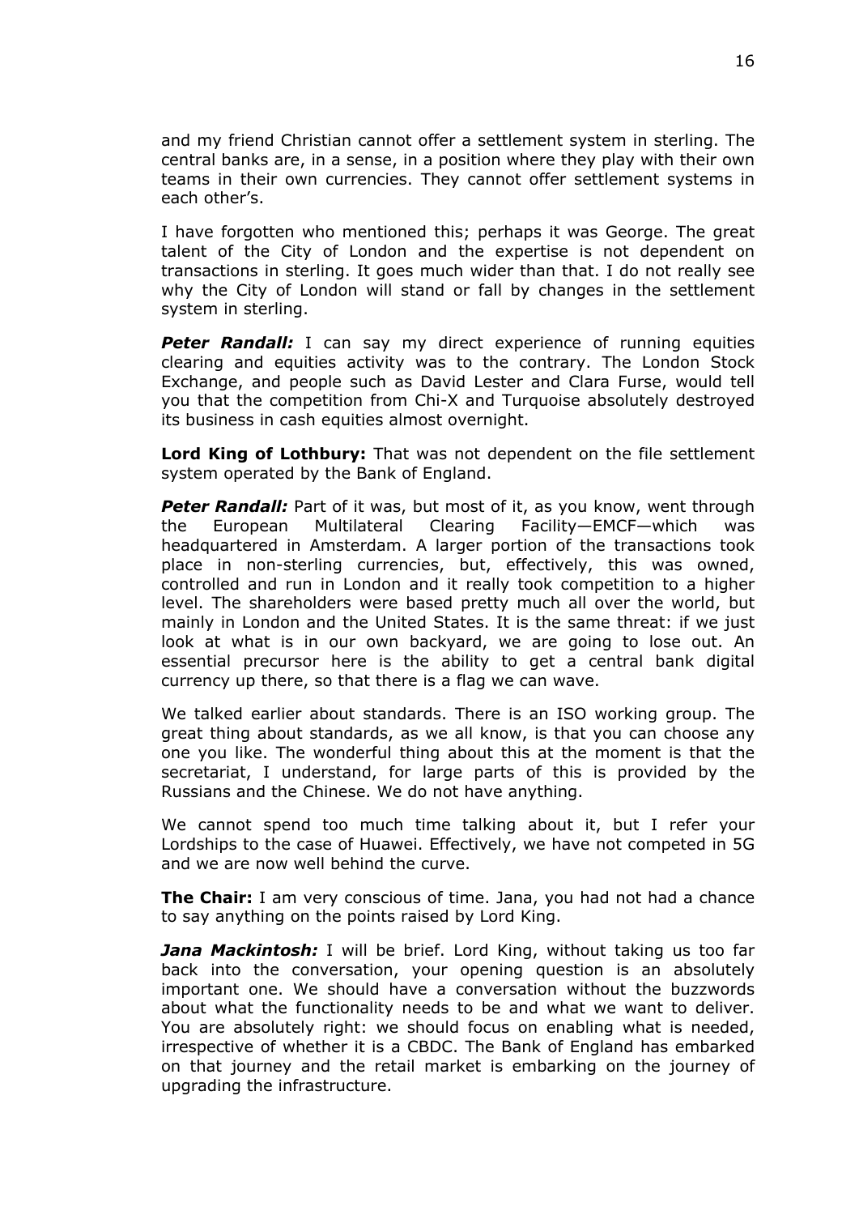and my friend Christian cannot offer a settlement system in sterling. The central banks are, in a sense, in a position where they play with their own teams in their own currencies. They cannot offer settlement systems in each other's.

I have forgotten who mentioned this; perhaps it was George. The great talent of the City of London and the expertise is not dependent on transactions in sterling. It goes much wider than that. I do not really see why the City of London will stand or fall by changes in the settlement system in sterling.

***Peter Randall:*** I can say my direct experience of running equities clearing and equities activity was to the contrary. The London Stock Exchange, and people such as David Lester and Clara Furse, would tell you that the competition from Chi-X and Turquoise absolutely destroyed its business in cash equities almost overnight.

**Lord King of Lothbury:** That was not dependent on the file settlement system operated by the Bank of England.

***Peter Randall:*** Part of it was, but most of it, as you know, went through the European Multilateral Clearing Facility—EMCF—which was headquartered in Amsterdam. A larger portion of the transactions took place in non-sterling currencies, but, effectively, this was owned, controlled and run in London and it really took competition to a higher level. The shareholders were based pretty much all over the world, but mainly in London and the United States. It is the same threat: if we just look at what is in our own backyard, we are going to lose out. An essential precursor here is the ability to get a central bank digital currency up there, so that there is a flag we can wave.

We talked earlier about standards. There is an ISO working group. The great thing about standards, as we all know, is that you can choose any one you like. The wonderful thing about this at the moment is that the secretariat, I understand, for large parts of this is provided by the Russians and the Chinese. We do not have anything.

We cannot spend too much time talking about it, but I refer your Lordships to the case of Huawei. Effectively, we have not competed in 5G and we are now well behind the curve.

**The Chair:** I am very conscious of time. Jana, you had not had a chance to say anything on the points raised by Lord King.

***Jana Mackintosh:*** I will be brief. Lord King, without taking us too far back into the conversation, your opening question is an absolutely important one. We should have a conversation without the buzzwords about what the functionality needs to be and what we want to deliver. You are absolutely right: we should focus on enabling what is needed, irrespective of whether it is a CBDC. The Bank of England has embarked on that journey and the retail market is embarking on the journey of upgrading the infrastructure.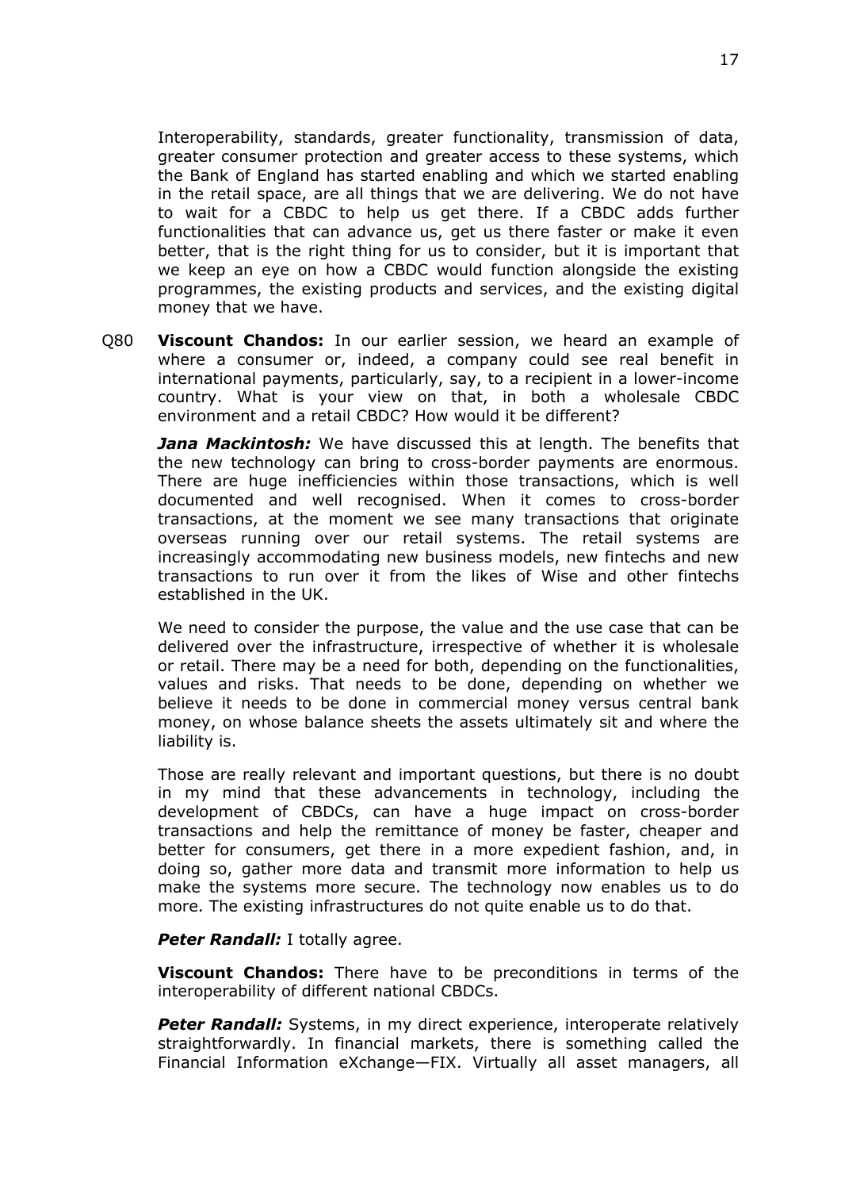Interoperability, standards, greater functionality, transmission of data, greater consumer protection and greater access to these systems, which the Bank of England has started enabling and which we started enabling in the retail space, are all things that we are delivering. We do not have to wait for a CBDC to help us get there. If a CBDC adds further functionalities that can advance us, get us there faster or make it even better, that is the right thing for us to consider, but it is important that we keep an eye on how a CBDC would function alongside the existing programmes, the existing products and services, and the existing digital money that we have.

Q80 **Viscount Chandos:** In our earlier session, we heard an example of where a consumer or, indeed, a company could see real benefit in international payments, particularly, say, to a recipient in a lower-income country. What is your view on that, in both a wholesale CBDC environment and a retail CBDC? How would it be different?

***Jana Mackintosh:*** We have discussed this at length. The benefits that the new technology can bring to cross-border payments are enormous. There are huge inefficiencies within those transactions, which is well documented and well recognised. When it comes to cross-border transactions, at the moment we see many transactions that originate overseas running over our retail systems. The retail systems are increasingly accommodating new business models, new fintechs and new transactions to run over it from the likes of Wise and other fintechs established in the UK.

We need to consider the purpose, the value and the use case that can be delivered over the infrastructure, irrespective of whether it is wholesale or retail. There may be a need for both, depending on the functionalities, values and risks. That needs to be done, depending on whether we believe it needs to be done in commercial money versus central bank money, on whose balance sheets the assets ultimately sit and where the liability is.

Those are really relevant and important questions, but there is no doubt in my mind that these advancements in technology, including the development of CBDCs, can have a huge impact on cross-border transactions and help the remittance of money be faster, cheaper and better for consumers, get there in a more expedient fashion, and, in doing so, gather more data and transmit more information to help us make the systems more secure. The technology now enables us to do more. The existing infrastructures do not quite enable us to do that.

***Peter Randall:*** I totally agree.

**Viscount Chandos:** There have to be preconditions in terms of the interoperability of different national CBDCs.

***Peter Randall:*** Systems, in my direct experience, interoperate relatively straightforwardly. In financial markets, there is something called the Financial Information eXchange—FIX. Virtually all asset managers, all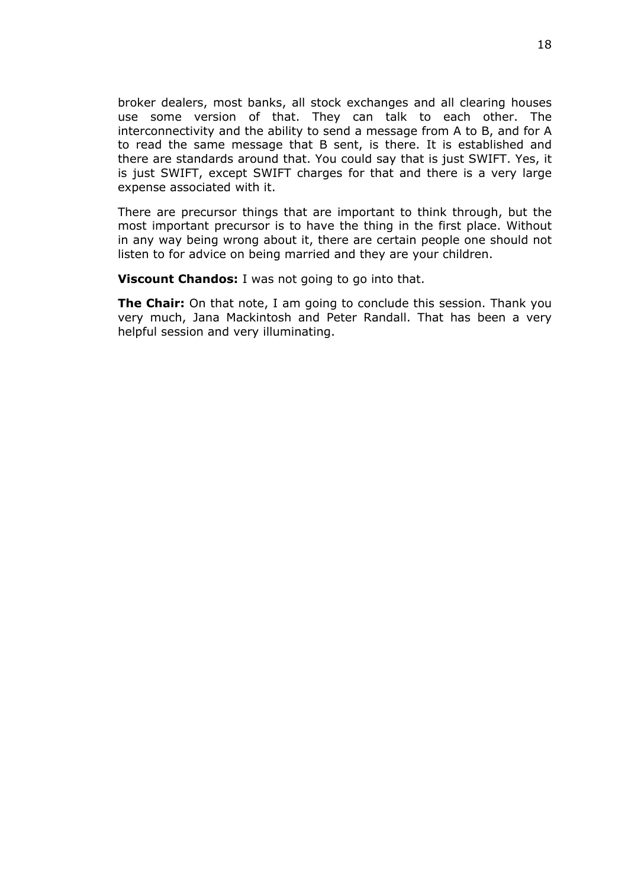broker dealers, most banks, all stock exchanges and all clearing houses use some version of that. They can talk to each other. The interconnectivity and the ability to send a message from A to B, and for A to read the same message that B sent, is there. It is established and there are standards around that. You could say that is just SWIFT. Yes, it is just SWIFT, except SWIFT charges for that and there is a very large expense associated with it.

There are precursor things that are important to think through, but the most important precursor is to have the thing in the first place. Without in any way being wrong about it, there are certain people one should not listen to for advice on being married and they are your children.

**Viscount Chandos:** I was not going to go into that.

**The Chair:** On that note, I am going to conclude this session. Thank you very much, Jana Mackintosh and Peter Randall. That has been a very helpful session and very illuminating.